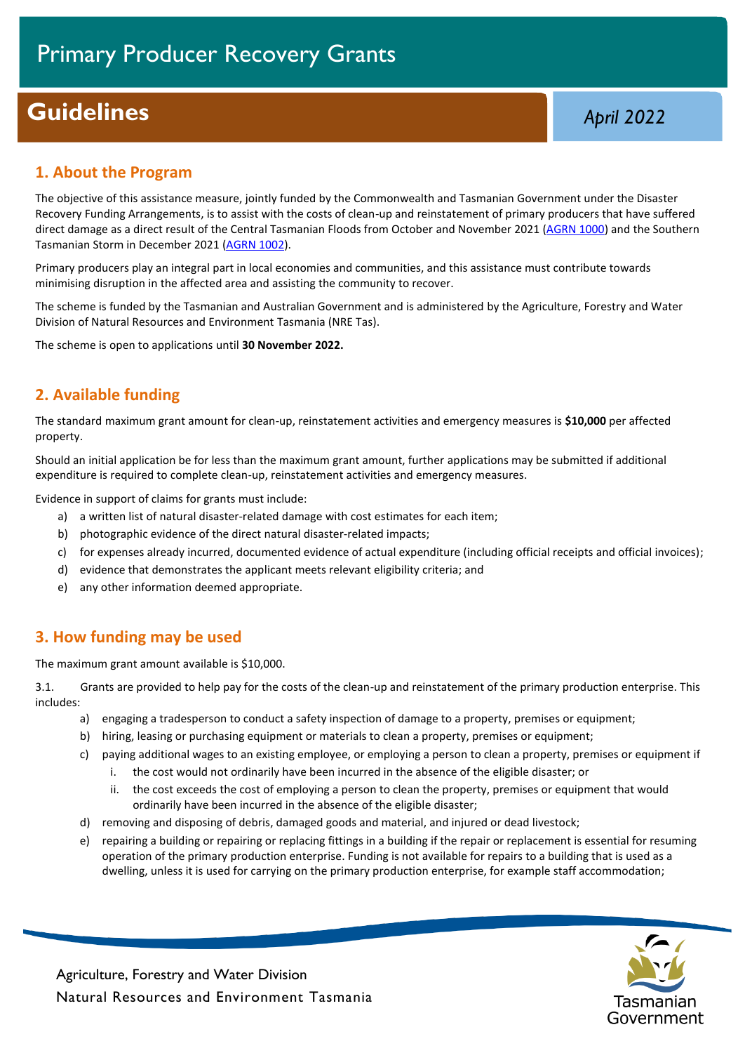# Primary Producer Recovery Grants

## Guidelines

*April 2022*

## 1. About the Program

The objective of this assistance measure, jointly funded by the Commonwealth and Tasmanian Government under the Disaster Recovery Funding Arrangements, is to assist with the costs of clean-up and reinstatement of primary producers that have suffered direct damage as a direct result of the Central Tasmanian Floods from October and November 2021 (AGRN 1000) and the Southern Tasmanian Storm in December 2021 (AGRN 1002).

Primary producers play an integral part in local economies and communities, and this assistance must contribute towards minimising disruption in the affected area and assisting the community to recover.

The scheme is funded by the Tasmanian and Australian Government and is administered by the Agriculture, Forestry and Water Division of Natural Resources and Environment Tasmania (NRE Tas).

The scheme is open to applications until **30 November 2022.**

## 2. Available funding

The standard maximum grant amount for clean-up, reinstatement activities and emergency measures is **$10,000** per affected property.

Should an initial application be for less than the maximum grant amount, further applications may be submitted if additional expenditure is required to complete clean-up, reinstatement activities and emergency measures.

Evidence in support of claims for grants must include:

a) a written list of natural disaster-related damage with cost estimates for each item;
b) photographic evidence of the direct natural disaster-related impacts;
c) for expenses already incurred, documented evidence of actual expenditure (including official receipts and official invoices);
d) evidence that demonstrates the applicant meets relevant eligibility criteria; and
e) any other information deemed appropriate.

## 3. How funding may be used

The maximum grant amount available is $10,000.

3.1. Grants are provided to help pay for the costs of the clean-up and reinstatement of the primary production enterprise. This includes:

a) engaging a tradesperson to conduct a safety inspection of damage to a property, premises or equipment;
b) hiring, leasing or purchasing equipment or materials to clean a property, premises or equipment;
c) paying additional wages to an existing employee, or employing a person to clean a property, premises or equipment if
   i. the cost would not ordinarily have been incurred in the absence of the eligible disaster; or
   ii. the cost exceeds the cost of employing a person to clean the property, premises or equipment that would ordinarily have been incurred in the absence of the eligible disaster;
d) removing and disposing of debris, damaged goods and material, and injured or dead livestock;
e) repairing a building or repairing or replacing fittings in a building if the repair or replacement is essential for resuming operation of the primary production enterprise. Funding is not available for repairs to a building that is used as a dwelling, unless it is used for carrying on the primary production enterprise, for example staff accommodation;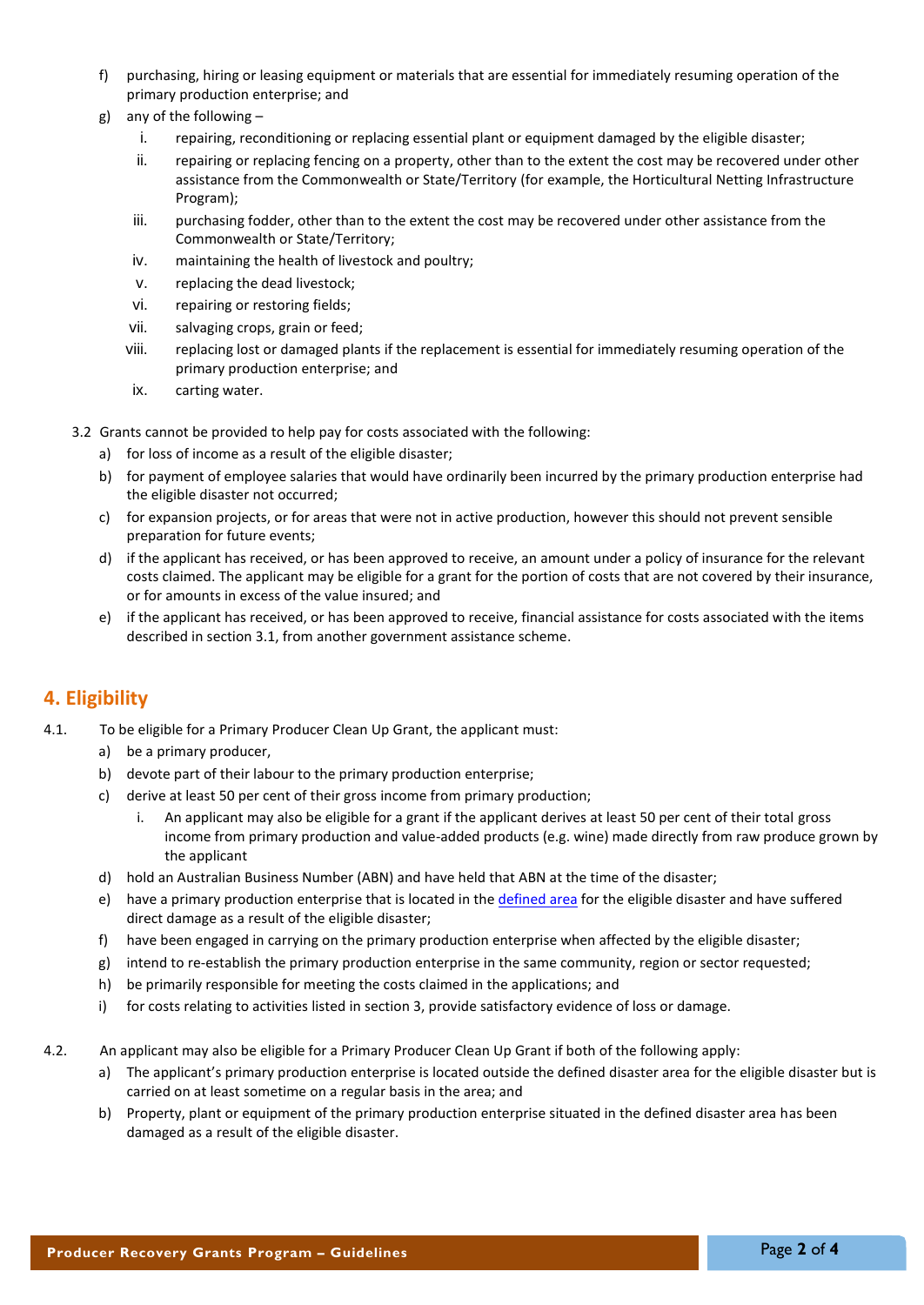f) purchasing, hiring or leasing equipment or materials that are essential for immediately resuming operation of the primary production enterprise; and

g) any of the following –

   i. repairing, reconditioning or replacing essential plant or equipment damaged by the eligible disaster;

   ii. repairing or replacing fencing on a property, other than to the extent the cost may be recovered under other assistance from the Commonwealth or State/Territory (for example, the Horticultural Netting Infrastructure Program);

   iii. purchasing fodder, other than to the extent the cost may be recovered under other assistance from the Commonwealth or State/Territory;

   iv. maintaining the health of livestock and poultry;

   v. replacing the dead livestock;

   vi. repairing or restoring fields;

   vii. salvaging crops, grain or feed;

   viii. replacing lost or damaged plants if the replacement is essential for immediately resuming operation of the primary production enterprise; and

   ix. carting water.

3.2 Grants cannot be provided to help pay for costs associated with the following:

a) for loss of income as a result of the eligible disaster;

b) for payment of employee salaries that would have ordinarily been incurred by the primary production enterprise had the eligible disaster not occurred;

c) for expansion projects, or for areas that were not in active production, however this should not prevent sensible preparation for future events;

d) if the applicant has received, or has been approved to receive, an amount under a policy of insurance for the relevant costs claimed. The applicant may be eligible for a grant for the portion of costs that are not covered by their insurance, or for amounts in excess of the value insured; and

e) if the applicant has received, or has been approved to receive, financial assistance for costs associated with the items described in section 3.1, from another government assistance scheme.

## 4. Eligibility

4.1. To be eligible for a Primary Producer Clean Up Grant, the applicant must:

a) be a primary producer,

b) devote part of their labour to the primary production enterprise;

c) derive at least 50 per cent of their gross income from primary production;

   i. An applicant may also be eligible for a grant if the applicant derives at least 50 per cent of their total gross income from primary production and value-added products (e.g. wine) made directly from raw produce grown by the applicant

d) hold an Australian Business Number (ABN) and have held that ABN at the time of the disaster;

e) have a primary production enterprise that is located in the defined area for the eligible disaster and have suffered direct damage as a result of the eligible disaster;

f) have been engaged in carrying on the primary production enterprise when affected by the eligible disaster;

g) intend to re-establish the primary production enterprise in the same community, region or sector requested;

h) be primarily responsible for meeting the costs claimed in the applications; and

i) for costs relating to activities listed in section 3, provide satisfactory evidence of loss or damage.

4.2. An applicant may also be eligible for a Primary Producer Clean Up Grant if both of the following apply:

a) The applicant's primary production enterprise is located outside the defined disaster area for the eligible disaster but is carried on at least sometime on a regular basis in the area; and

b) Property, plant or equipment of the primary production enterprise situated in the defined disaster area has been damaged as a result of the eligible disaster.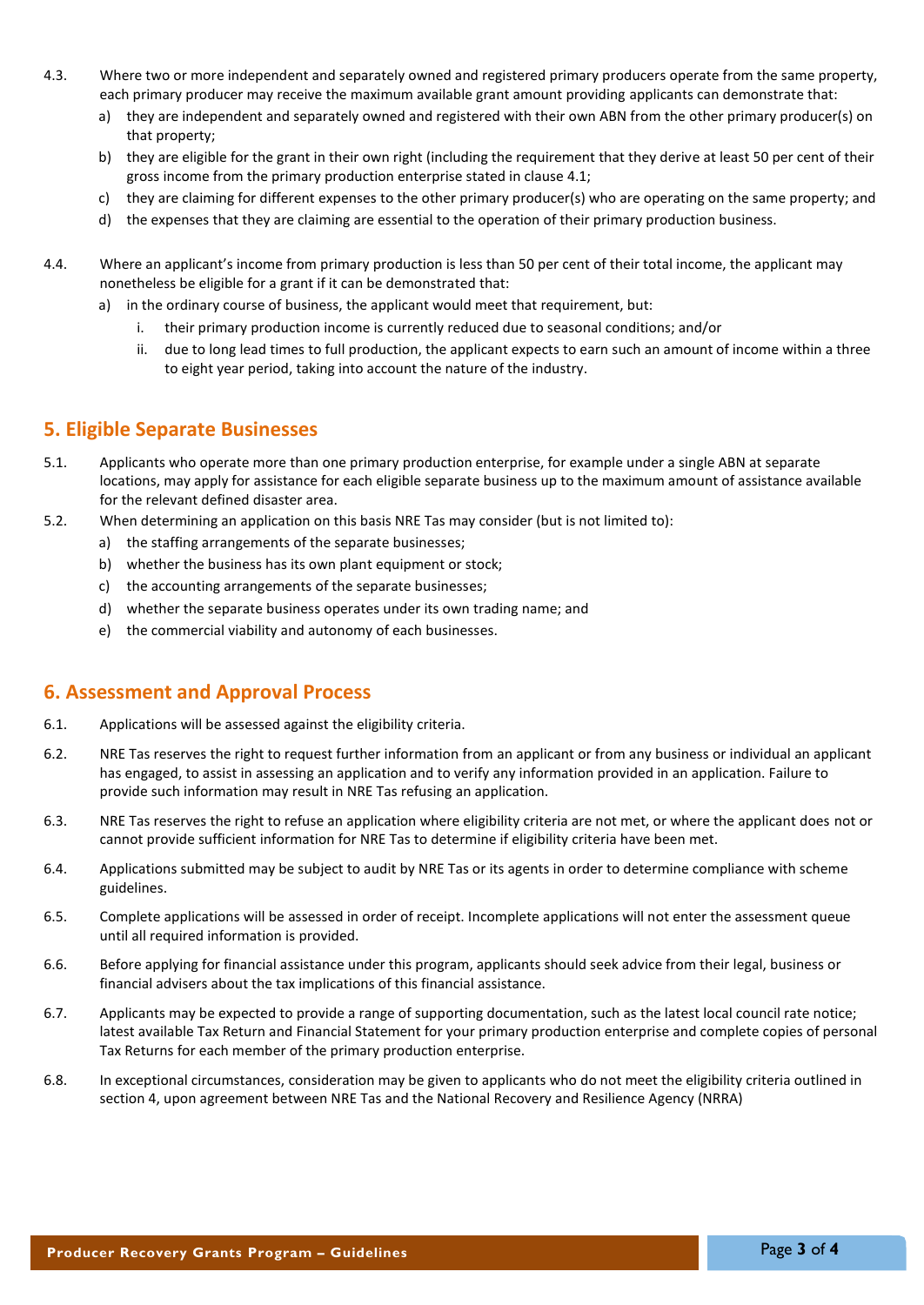4.3. Where two or more independent and separately owned and registered primary producers operate from the same property, each primary producer may receive the maximum available grant amount providing applicants can demonstrate that:

  a) they are independent and separately owned and registered with their own ABN from the other primary producer(s) on that property;
  b) they are eligible for the grant in their own right (including the requirement that they derive at least 50 per cent of their gross income from the primary production enterprise stated in clause 4.1;
  c) they are claiming for different expenses to the other primary producer(s) who are operating on the same property; and
  d) the expenses that they are claiming are essential to the operation of their primary production business.

4.4. Where an applicant's income from primary production is less than 50 per cent of their total income, the applicant may nonetheless be eligible for a grant if it can be demonstrated that:

  a) in the ordinary course of business, the applicant would meet that requirement, but:
    i. their primary production income is currently reduced due to seasonal conditions; and/or
    ii. due to long lead times to full production, the applicant expects to earn such an amount of income within a three to eight year period, taking into account the nature of the industry.

## 5. Eligible Separate Businesses

5.1. Applicants who operate more than one primary production enterprise, for example under a single ABN at separate locations, may apply for assistance for each eligible separate business up to the maximum amount of assistance available for the relevant defined disaster area.

5.2. When determining an application on this basis NRE Tas may consider (but is not limited to):

  a) the staffing arrangements of the separate businesses;
  b) whether the business has its own plant equipment or stock;
  c) the accounting arrangements of the separate businesses;
  d) whether the separate business operates under its own trading name; and
  e) the commercial viability and autonomy of each businesses.

## 6. Assessment and Approval Process

6.1. Applications will be assessed against the eligibility criteria.

6.2. NRE Tas reserves the right to request further information from an applicant or from any business or individual an applicant has engaged, to assist in assessing an application and to verify any information provided in an application. Failure to provide such information may result in NRE Tas refusing an application.

6.3. NRE Tas reserves the right to refuse an application where eligibility criteria are not met, or where the applicant does not or cannot provide sufficient information for NRE Tas to determine if eligibility criteria have been met.

6.4. Applications submitted may be subject to audit by NRE Tas or its agents in order to determine compliance with scheme guidelines.

6.5. Complete applications will be assessed in order of receipt. Incomplete applications will not enter the assessment queue until all required information is provided.

6.6. Before applying for financial assistance under this program, applicants should seek advice from their legal, business or financial advisers about the tax implications of this financial assistance.

6.7. Applicants may be expected to provide a range of supporting documentation, such as the latest local council rate notice; latest available Tax Return and Financial Statement for your primary production enterprise and complete copies of personal Tax Returns for each member of the primary production enterprise.

6.8. In exceptional circumstances, consideration may be given to applicants who do not meet the eligibility criteria outlined in section 4, upon agreement between NRE Tas and the National Recovery and Resilience Agency (NRRA)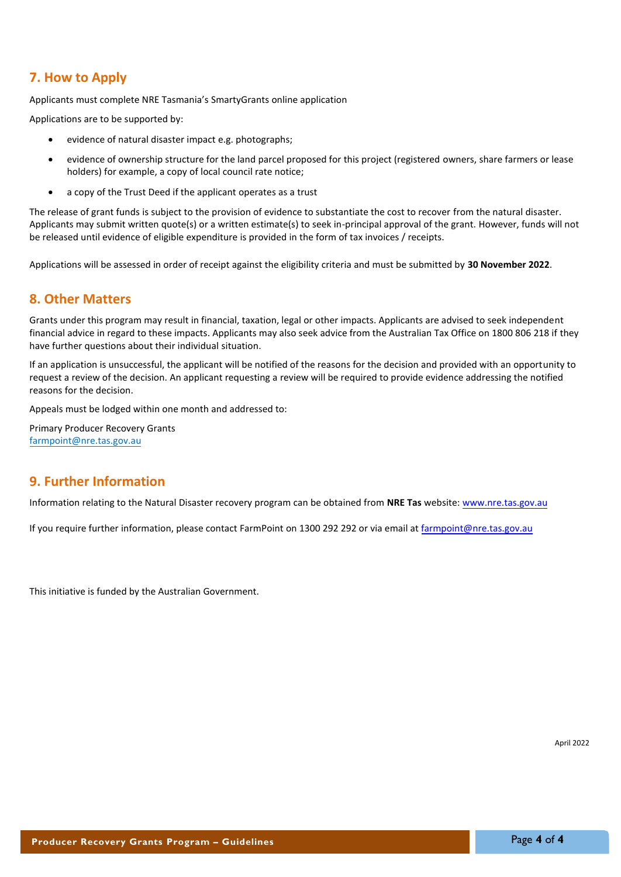## 7. How to Apply

Applicants must complete NRE Tasmania's SmartyGrants online application

Applications are to be supported by:

- evidence of natural disaster impact e.g. photographs;
- evidence of ownership structure for the land parcel proposed for this project (registered owners, share farmers or lease holders) for example, a copy of local council rate notice;
- a copy of the Trust Deed if the applicant operates as a trust

The release of grant funds is subject to the provision of evidence to substantiate the cost to recover from the natural disaster. Applicants may submit written quote(s) or a written estimate(s) to seek in-principal approval of the grant. However, funds will not be released until evidence of eligible expenditure is provided in the form of tax invoices / receipts.

Applications will be assessed in order of receipt against the eligibility criteria and must be submitted by **30 November 2022**.

## 8. Other Matters

Grants under this program may result in financial, taxation, legal or other impacts. Applicants are advised to seek independent financial advice in regard to these impacts. Applicants may also seek advice from the Australian Tax Office on 1800 806 218 if they have further questions about their individual situation.

If an application is unsuccessful, the applicant will be notified of the reasons for the decision and provided with an opportunity to request a review of the decision. An applicant requesting a review will be required to provide evidence addressing the notified reasons for the decision.

Appeals must be lodged within one month and addressed to:

Primary Producer Recovery Grants
farmpoint@nre.tas.gov.au

## 9. Further Information

Information relating to the Natural Disaster recovery program can be obtained from **NRE Tas** website: www.nre.tas.gov.au

If you require further information, please contact FarmPoint on 1300 292 292 or via email at farmpoint@nre.tas.gov.au

This initiative is funded by the Australian Government.

April 2022